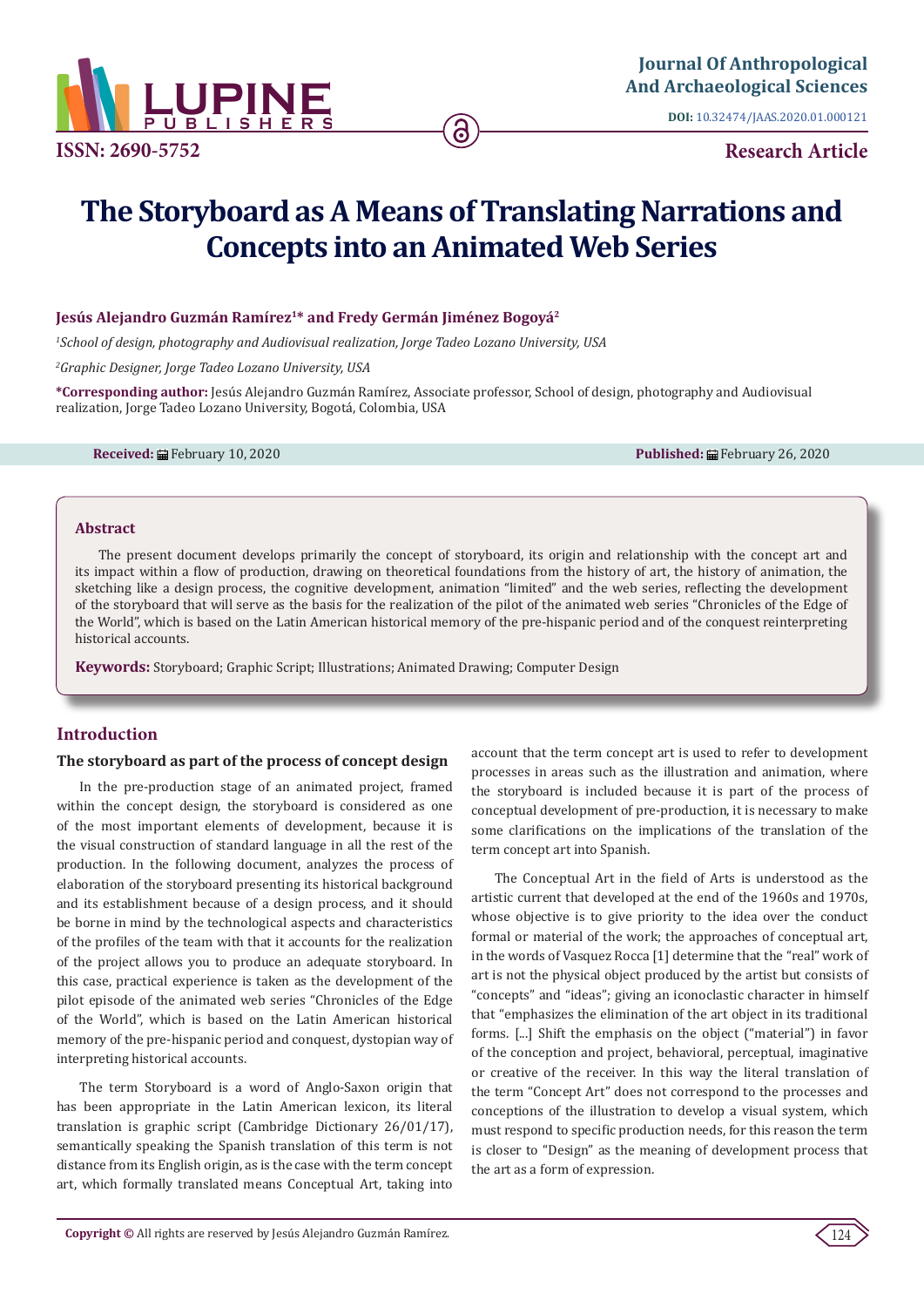Journal Of Anthropological And Archaeological Sciences

**DOI:** 10.32474/JAAS.2020.01.000121

**ISSN: 2690-5752**

**Research Article**

# The Storyboard as A Means of Translating Narrations and Concepts into an Animated Web Series

**Jesús Alejandro Guzmán Ramírez[1]* and Fredy Germán Jiménez Bogoyá[2]**

[1]*School of design, photography and Audiovisual realization, Jorge Tadeo Lozano University, USA*

[2]*Graphic Designer, Jorge Tadeo Lozano University, USA*

***Corresponding author:** Jesús Alejandro Guzmán Ramírez, Associate professor, School of design, photography and Audiovisual realization, Jorge Tadeo Lozano University, Bogotá, Colombia, USA

**Received:** February 10, 2020 **Published:** February 26, 2020

## Abstract

The present document develops primarily the concept of storyboard, its origin and relationship with the concept art and its impact within a flow of production, drawing on theoretical foundations from the history of art, the history of animation, the sketching like a design process, the cognitive development, animation "limited" and the web series, reflecting the development of the storyboard that will serve as the basis for the realization of the pilot of the animated web series "Chronicles of the Edge of the World", which is based on the Latin American historical memory of the pre-hispanic period and of the conquest reinterpreting historical accounts.

**Keywords:** Storyboard; Graphic Script; Illustrations; Animated Drawing; Computer Design

## Introduction

### The storyboard as part of the process of concept design

In the pre-production stage of an animated project, framed within the concept design, the storyboard is considered as one of the most important elements of development, because it is the visual construction of standard language in all the rest of the production. In the following document, analyzes the process of elaboration of the storyboard presenting its historical background and its establishment because of a design process, and it should be borne in mind by the technological aspects and characteristics of the profiles of the team with that it accounts for the realization of the project allows you to produce an adequate storyboard. In this case, practical experience is taken as the development of the pilot episode of the animated web series "Chronicles of the Edge of the World", which is based on the Latin American historical memory of the pre-hispanic period and conquest, dystopian way of interpreting historical accounts.

The term Storyboard is a word of Anglo-Saxon origin that has been appropriate in the Latin American lexicon, its literal translation is graphic script (Cambridge Dictionary 26/01/17), semantically speaking the Spanish translation of this term is not distance from its English origin, as is the case with the term concept art, which formally translated means Conceptual Art, taking into account that the term concept art is used to refer to development processes in areas such as the illustration and animation, where the storyboard is included because it is part of the process of conceptual development of pre-production, it is necessary to make some clarifications on the implications of the translation of the term concept art into Spanish.

The Conceptual Art in the field of Arts is understood as the artistic current that developed at the end of the 1960s and 1970s, whose objective is to give priority to the idea over the conduct formal or material of the work; the approaches of conceptual art, in the words of Vasquez Rocca [1] determine that the "real" work of art is not the physical object produced by the artist but consists of "concepts" and "ideas"; giving an iconoclastic character in himself that "emphasizes the elimination of the art object in its traditional forms. [...] Shift the emphasis on the object ("material") in favor of the conception and project, behavioral, perceptual, imaginative or creative of the receiver. In this way the literal translation of the term "Concept Art" does not correspond to the processes and conceptions of the illustration to develop a visual system, which must respond to specific production needs, for this reason the term is closer to "Design" as the meaning of development process that the art as a form of expression.

**Copyright ©** All rights are reserved by Jesús Alejandro Guzmán Ramírez.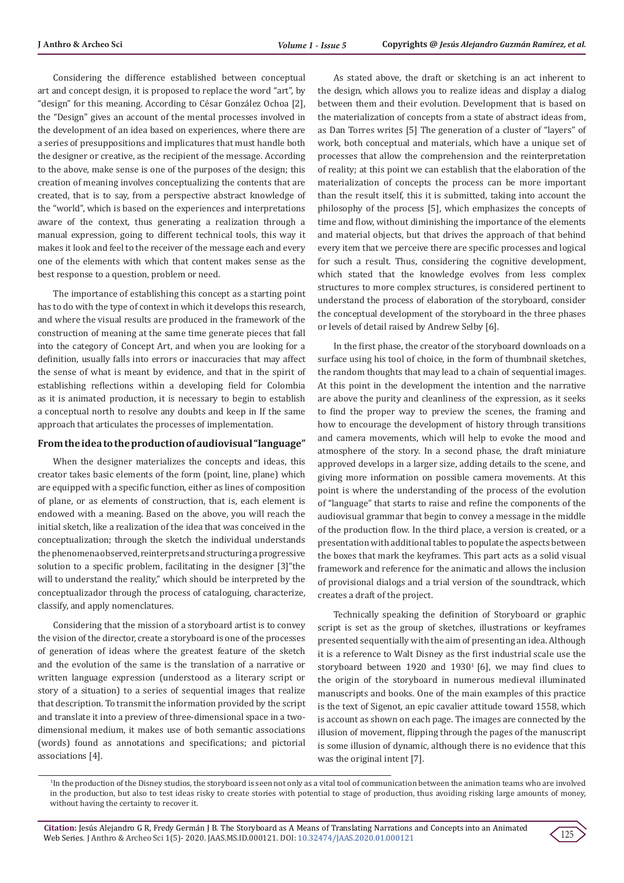Considering the difference established between conceptual art and concept design, it is proposed to replace the word "art", by "design" for this meaning. According to César González Ochoa [2], the "Design" gives an account of the mental processes involved in the development of an idea based on experiences, where there are a series of presuppositions and implicatures that must handle both the designer or creative, as the recipient of the message. According to the above, make sense is one of the purposes of the design; this creation of meaning involves conceptualizing the contents that are created, that is to say, from a perspective abstract knowledge of the "world", which is based on the experiences and interpretations aware of the context, thus generating a realization through a manual expression, going to different technical tools, this way it makes it look and feel to the receiver of the message each and every one of the elements with which that content makes sense as the best response to a question, problem or need.

The importance of establishing this concept as a starting point has to do with the type of context in which it develops this research, and where the visual results are produced in the framework of the construction of meaning at the same time generate pieces that fall into the category of Concept Art, and when you are looking for a definition, usually falls into errors or inaccuracies that may affect the sense of what is meant by evidence, and that in the spirit of establishing reflections within a developing field for Colombia as it is animated production, it is necessary to begin to establish a conceptual north to resolve any doubts and keep in If the same approach that articulates the processes of implementation.

## From the idea to the production of audiovisual "language"

When the designer materializes the concepts and ideas, this creator takes basic elements of the form (point, line, plane) which are equipped with a specific function, either as lines of composition of plane, or as elements of construction, that is, each element is endowed with a meaning. Based on the above, you will reach the initial sketch, like a realization of the idea that was conceived in the conceptualization; through the sketch the individual understands the phenomena observed, reinterprets and structuring a progressive solution to a specific problem, facilitating in the designer [3]"the will to understand the reality," which should be interpreted by the conceptualizador through the process of cataloguing, characterize, classify, and apply nomenclatures.

Considering that the mission of a storyboard artist is to convey the vision of the director, create a storyboard is one of the processes of generation of ideas where the greatest feature of the sketch and the evolution of the same is the translation of a narrative or written language expression (understood as a literary script or story of a situation) to a series of sequential images that realize that description. To transmit the information provided by the script and translate it into a preview of three-dimensional space in a two-dimensional medium, it makes use of both semantic associations (words) found as annotations and specifications; and pictorial associations [4].

As stated above, the draft or sketching is an act inherent to the design, which allows you to realize ideas and display a dialog between them and their evolution. Development that is based on the materialization of concepts from a state of abstract ideas from, as Dan Torres writes [5] The generation of a cluster of "layers" of work, both conceptual and materials, which have a unique set of processes that allow the comprehension and the reinterpretation of reality; at this point we can establish that the elaboration of the materialization of concepts the process can be more important than the result itself, this it is submitted, taking into account the philosophy of the process [5], which emphasizes the concepts of time and flow, without diminishing the importance of the elements and material objects, but that drives the approach of that behind every item that we perceive there are specific processes and logical for such a result. Thus, considering the cognitive development, which stated that the knowledge evolves from less complex structures to more complex structures, is considered pertinent to understand the process of elaboration of the storyboard, consider the conceptual development of the storyboard in the three phases or levels of detail raised by Andrew Selby [6].

In the first phase, the creator of the storyboard downloads on a surface using his tool of choice, in the form of thumbnail sketches, the random thoughts that may lead to a chain of sequential images. At this point in the development the intention and the narrative are above the purity and cleanliness of the expression, as it seeks to find the proper way to preview the scenes, the framing and how to encourage the development of history through transitions and camera movements, which will help to evoke the mood and atmosphere of the story. In a second phase, the draft miniature approved develops in a larger size, adding details to the scene, and giving more information on possible camera movements. At this point is where the understanding of the process of the evolution of "language" that starts to raise and refine the components of the audiovisual grammar that begin to convey a message in the middle of the production flow. In the third place, a version is created, or a presentation with additional tables to populate the aspects between the boxes that mark the keyframes. This part acts as a solid visual framework and reference for the animatic and allows the inclusion of provisional dialogs and a trial version of the soundtrack, which creates a draft of the project.

Technically speaking the definition of Storyboard or graphic script is set as the group of sketches, illustrations or keyframes presented sequentially with the aim of presenting an idea. Although it is a reference to Walt Disney as the first industrial scale use the storyboard between 1920 and 1930[1] [6], we may find clues to the origin of the storyboard in numerous medieval illuminated manuscripts and books. One of the main examples of this practice is the text of Sigenot, an epic cavalier attitude toward 1558, which is account as shown on each page. The images are connected by the illusion of movement, flipping through the pages of the manuscript is some illusion of dynamic, although there is no evidence that this was the original intent [7].

[1] In the production of the Disney studios, the storyboard is seen not only as a vital tool of communication between the animation teams who are involved in the production, but also to test ideas risky to create stories with potential to stage of production, thus avoiding risking large amounts of money, without having the certainty to recover it.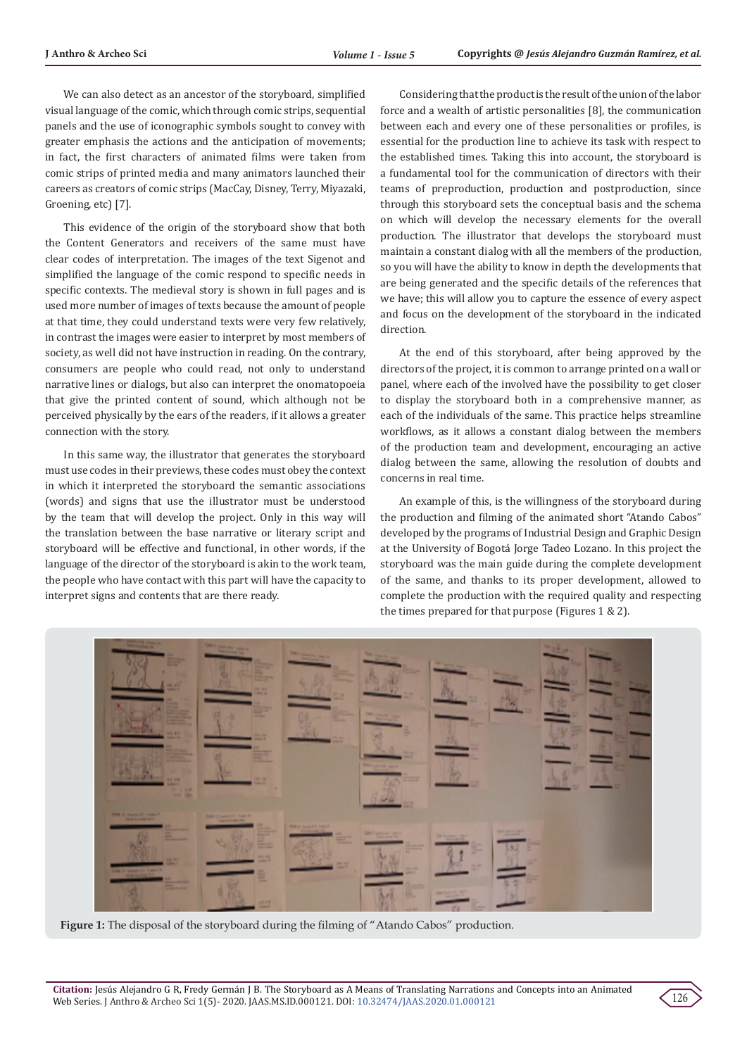We can also detect as an ancestor of the storyboard, simplified visual language of the comic, which through comic strips, sequential panels and the use of iconographic symbols sought to convey with greater emphasis the actions and the anticipation of movements; in fact, the first characters of animated films were taken from comic strips of printed media and many animators launched their careers as creators of comic strips (MacCay, Disney, Terry, Miyazaki, Groening, etc) [7].

This evidence of the origin of the storyboard show that both the Content Generators and receivers of the same must have clear codes of interpretation. The images of the text Sigenot and simplified the language of the comic respond to specific needs in specific contexts. The medieval story is shown in full pages and is used more number of images of texts because the amount of people at that time, they could understand texts were very few relatively, in contrast the images were easier to interpret by most members of society, as well did not have instruction in reading. On the contrary, consumers are people who could read, not only to understand narrative lines or dialogs, but also can interpret the onomatopoeia that give the printed content of sound, which although not be perceived physically by the ears of the readers, if it allows a greater connection with the story.

In this same way, the illustrator that generates the storyboard must use codes in their previews, these codes must obey the context in which it interpreted the storyboard the semantic associations (words) and signs that use the illustrator must be understood by the team that will develop the project. Only in this way will the translation between the base narrative or literary script and storyboard will be effective and functional, in other words, if the language of the director of the storyboard is akin to the work team, the people who have contact with this part will have the capacity to interpret signs and contents that are there ready.

Considering that the product is the result of the union of the labor force and a wealth of artistic personalities [8], the communication between each and every one of these personalities or profiles, is essential for the production line to achieve its task with respect to the established times. Taking this into account, the storyboard is a fundamental tool for the communication of directors with their teams of preproduction, production and postproduction, since through this storyboard sets the conceptual basis and the schema on which will develop the necessary elements for the overall production. The illustrator that develops the storyboard must maintain a constant dialog with all the members of the production, so you will have the ability to know in depth the developments that are being generated and the specific details of the references that we have; this will allow you to capture the essence of every aspect and focus on the development of the storyboard in the indicated direction.

At the end of this storyboard, after being approved by the directors of the project, it is common to arrange printed on a wall or panel, where each of the involved have the possibility to get closer to display the storyboard both in a comprehensive manner, as each of the individuals of the same. This practice helps streamline workflows, as it allows a constant dialog between the members of the production team and development, encouraging an active dialog between the same, allowing the resolution of doubts and concerns in real time.

An example of this, is the willingness of the storyboard during the production and filming of the animated short "Atando Cabos" developed by the programs of Industrial Design and Graphic Design at the University of Bogotá Jorge Tadeo Lozano. In this project the storyboard was the main guide during the complete development of the same, and thanks to its proper development, allowed to complete the production with the required quality and respecting the times prepared for that purpose (Figures 1 & 2).

**Figure 1:** The disposal of the storyboard during the filming of "Atando Cabos" production.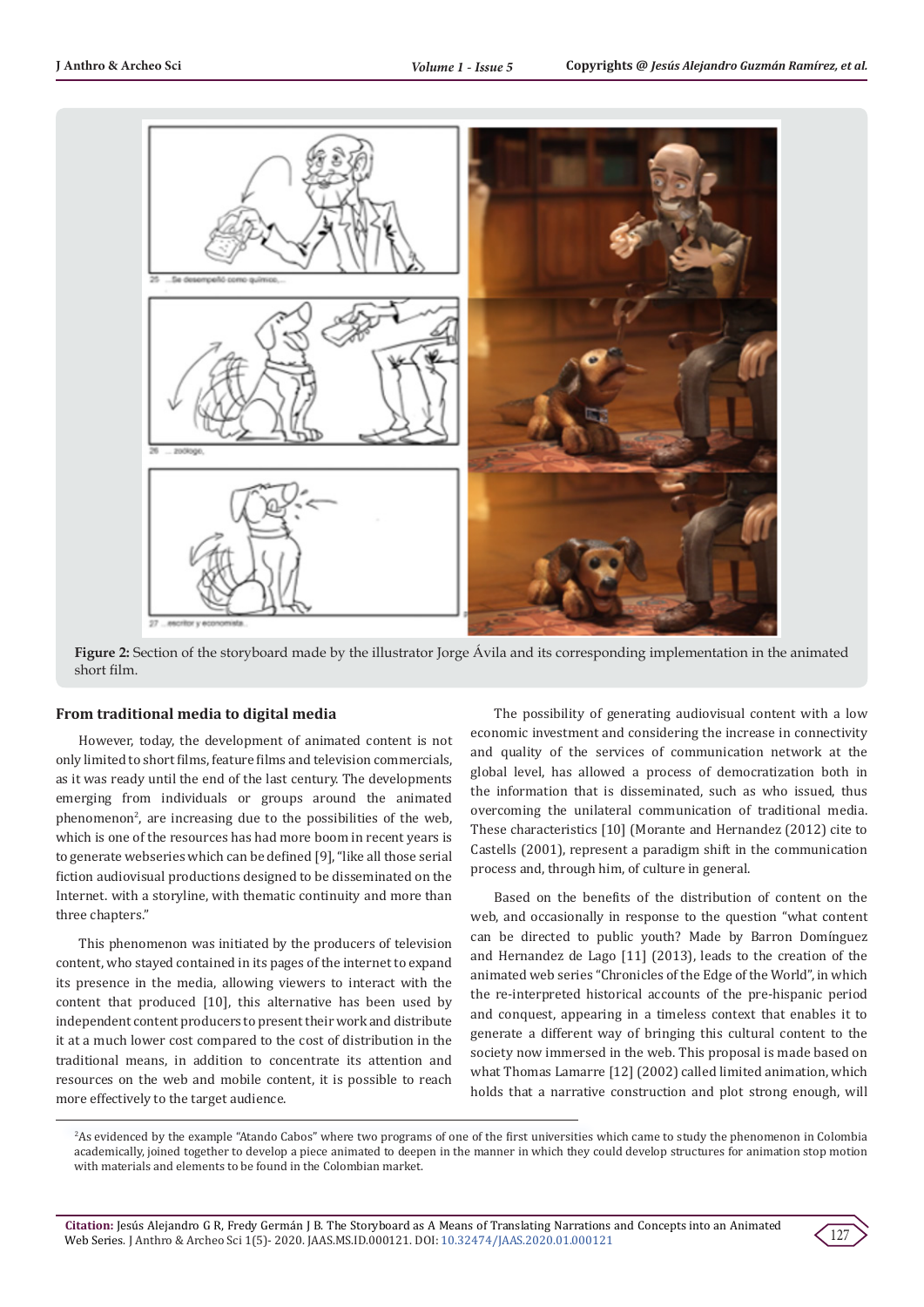**Figure 2:** Section of the storyboard made by the illustrator Jorge Ávila and its corresponding implementation in the animated short film.

## From traditional media to digital media

However, today, the development of animated content is not only limited to short films, feature films and television commercials, as it was ready until the end of the last century. The developments emerging from individuals or groups around the animated phenomenon[2], are increasing due to the possibilities of the web, which is one of the resources has had more boom in recent years is to generate webseries which can be defined [9], "like all those serial fiction audiovisual productions designed to be disseminated on the Internet. with a storyline, with thematic continuity and more than three chapters."

This phenomenon was initiated by the producers of television content, who stayed contained in its pages of the internet to expand its presence in the media, allowing viewers to interact with the content that produced [10], this alternative has been used by independent content producers to present their work and distribute it at a much lower cost compared to the cost of distribution in the traditional means, in addition to concentrate its attention and resources on the web and mobile content, it is possible to reach more effectively to the target audience.

The possibility of generating audiovisual content with a low economic investment and considering the increase in connectivity and quality of the services of communication network at the global level, has allowed a process of democratization both in the information that is disseminated, such as who issued, thus overcoming the unilateral communication of traditional media. These characteristics [10] (Morante and Hernandez (2012) cite to Castells (2001), represent a paradigm shift in the communication process and, through him, of culture in general.

Based on the benefits of the distribution of content on the web, and occasionally in response to the question "what content can be directed to public youth? Made by Barron Domínguez and Hernandez de Lago [11] (2013), leads to the creation of the animated web series "Chronicles of the Edge of the World", in which the re-interpreted historical accounts of the pre-hispanic period and conquest, appearing in a timeless context that enables it to generate a different way of bringing this cultural content to the society now immersed in the web. This proposal is made based on what Thomas Lamarre [12] (2002) called limited animation, which holds that a narrative construction and plot strong enough, will

[2]As evidenced by the example "Atando Cabos" where two programs of one of the first universities which came to study the phenomenon in Colombia academically, joined together to develop a piece animated to deepen in the manner in which they could develop structures for animation stop motion with materials and elements to be found in the Colombian market.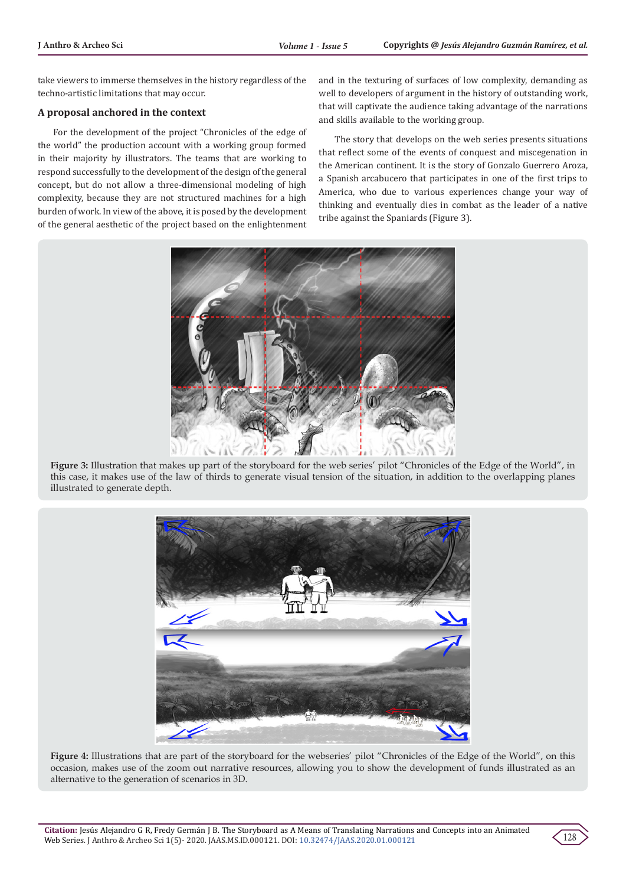take viewers to immerse themselves in the history regardless of the techno-artistic limitations that may occur.

## A proposal anchored in the context

For the development of the project "Chronicles of the edge of the world" the production account with a working group formed in their majority by illustrators. The teams that are working to respond successfully to the development of the design of the general concept, but do not allow a three-dimensional modeling of high complexity, because they are not structured machines for a high burden of work. In view of the above, it is posed by the development of the general aesthetic of the project based on the enlightenment and in the texturing of surfaces of low complexity, demanding as well to developers of argument in the history of outstanding work, that will captivate the audience taking advantage of the narrations and skills available to the working group.

The story that develops on the web series presents situations that reflect some of the events of conquest and miscegenation in the American continent. It is the story of Gonzalo Guerrero Aroza, a Spanish arcabucero that participates in one of the first trips to America, who due to various experiences change your way of thinking and eventually dies in combat as the leader of a native tribe against the Spaniards (Figure 3).

**Figure 3:** Illustration that makes up part of the storyboard for the web series' pilot "Chronicles of the Edge of the World", in this case, it makes use of the law of thirds to generate visual tension of the situation, in addition to the overlapping planes illustrated to generate depth.

**Figure 4:** Illustrations that are part of the storyboard for the webseries' pilot "Chronicles of the Edge of the World", on this occasion, makes use of the zoom out narrative resources, allowing you to show the development of funds illustrated as an alternative to the generation of scenarios in 3D.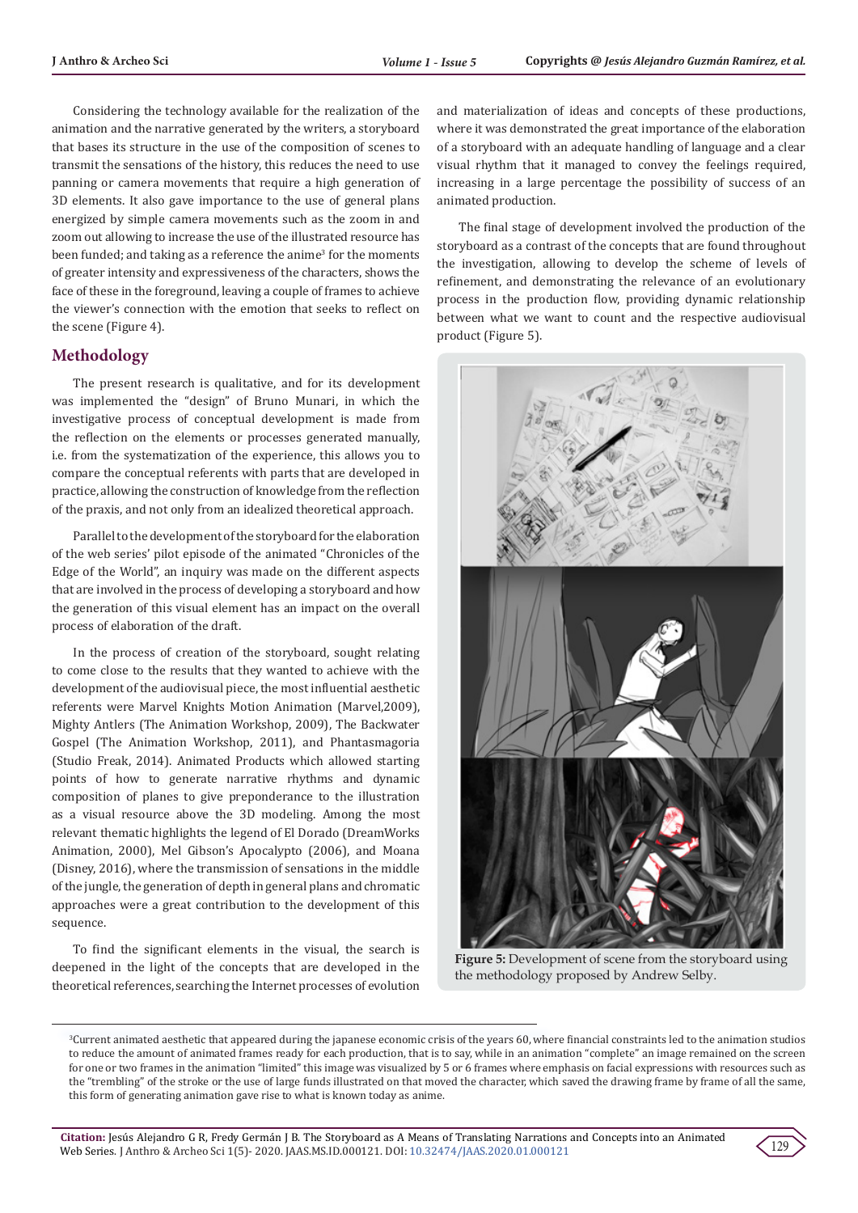Considering the technology available for the realization of the animation and the narrative generated by the writers, a storyboard that bases its structure in the use of the composition of scenes to transmit the sensations of the history, this reduces the need to use panning or camera movements that require a high generation of 3D elements. It also gave importance to the use of general plans energized by simple camera movements such as the zoom in and zoom out allowing to increase the use of the illustrated resource has been funded; and taking as a reference the anime[3] for the moments of greater intensity and expressiveness of the characters, shows the face of these in the foreground, leaving a couple of frames to achieve the viewer's connection with the emotion that seeks to reflect on the scene (Figure 4).

## Methodology

The present research is qualitative, and for its development was implemented the "design" of Bruno Munari, in which the investigative process of conceptual development is made from the reflection on the elements or processes generated manually, i.e. from the systematization of the experience, this allows you to compare the conceptual referents with parts that are developed in practice, allowing the construction of knowledge from the reflection of the praxis, and not only from an idealized theoretical approach.

Parallel to the development of the storyboard for the elaboration of the web series' pilot episode of the animated "Chronicles of the Edge of the World", an inquiry was made on the different aspects that are involved in the process of developing a storyboard and how the generation of this visual element has an impact on the overall process of elaboration of the draft.

In the process of creation of the storyboard, sought relating to come close to the results that they wanted to achieve with the development of the audiovisual piece, the most influential aesthetic referents were Marvel Knights Motion Animation (Marvel,2009), Mighty Antlers (The Animation Workshop, 2009), The Backwater Gospel (The Animation Workshop, 2011), and Phantasmagoria (Studio Freak, 2014). Animated Products which allowed starting points of how to generate narrative rhythms and dynamic composition of planes to give preponderance to the illustration as a visual resource above the 3D modeling. Among the most relevant thematic highlights the legend of El Dorado (DreamWorks Animation, 2000), Mel Gibson's Apocalypto (2006), and Moana (Disney, 2016), where the transmission of sensations in the middle of the jungle, the generation of depth in general plans and chromatic approaches were a great contribution to the development of this sequence.

To find the significant elements in the visual, the search is deepened in the light of the concepts that are developed in the theoretical references, searching the Internet processes of evolution and materialization of ideas and concepts of these productions, where it was demonstrated the great importance of the elaboration of a storyboard with an adequate handling of language and a clear visual rhythm that it managed to convey the feelings required, increasing in a large percentage the possibility of success of an animated production.

The final stage of development involved the production of the storyboard as a contrast of the concepts that are found throughout the investigation, allowing to develop the scheme of levels of refinement, and demonstrating the relevance of an evolutionary process in the production flow, providing dynamic relationship between what we want to count and the respective audiovisual product (Figure 5).

**Figure 5:** Development of scene from the storyboard using the methodology proposed by Andrew Selby.

[3]Current animated aesthetic that appeared during the japanese economic crisis of the years 60, where financial constraints led to the animation studios to reduce the amount of animated frames ready for each production, that is to say, while in an animation "complete" an image remained on the screen for one or two frames in the animation "limited" this image was visualized by 5 or 6 frames where emphasis on facial expressions with resources such as the "trembling" of the stroke or the use of large funds illustrated on that moved the character, which saved the drawing frame by frame of all the same, this form of generating animation gave rise to what is known today as anime.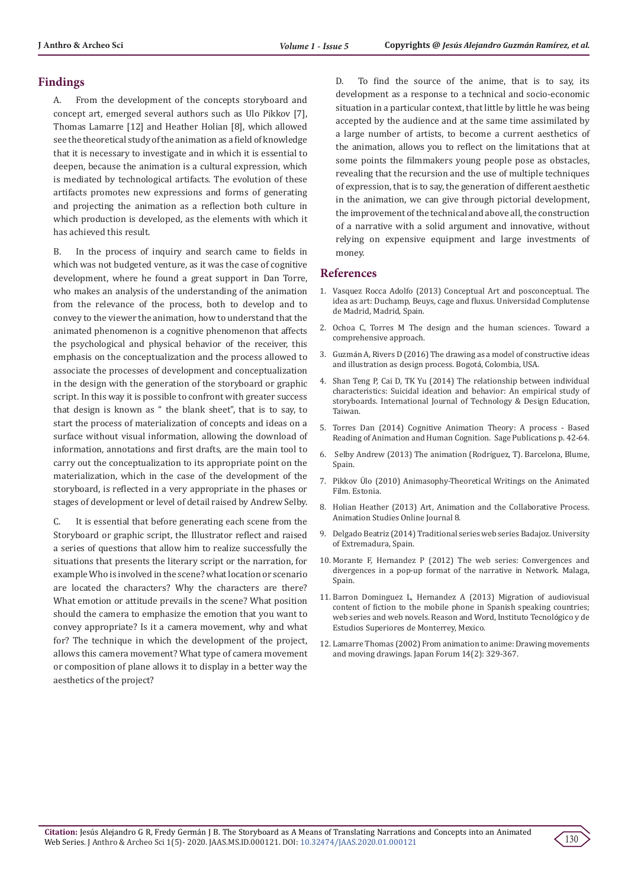## Findings

A. From the development of the concepts storyboard and concept art, emerged several authors such as Ulo Pikkov [7], Thomas Lamarre [12] and Heather Holian [8], which allowed see the theoretical study of the animation as a field of knowledge that it is necessary to investigate and in which it is essential to deepen, because the animation is a cultural expression, which is mediated by technological artifacts. The evolution of these artifacts promotes new expressions and forms of generating and projecting the animation as a reflection both culture in which production is developed, as the elements with which it has achieved this result.

B. In the process of inquiry and search came to fields in which was not budgeted venture, as it was the case of cognitive development, where he found a great support in Dan Torre, who makes an analysis of the understanding of the animation from the relevance of the process, both to develop and to convey to the viewer the animation, how to understand that the animated phenomenon is a cognitive phenomenon that affects the psychological and physical behavior of the receiver, this emphasis on the conceptualization and the process allowed to associate the processes of development and conceptualization in the design with the generation of the storyboard or graphic script. In this way it is possible to confront with greater success that design is known as " the blank sheet", that is to say, to start the process of materialization of concepts and ideas on a surface without visual information, allowing the download of information, annotations and first drafts, are the main tool to carry out the conceptualization to its appropriate point on the materialization, which in the case of the development of the storyboard, is reflected in a very appropriate in the phases or stages of development or level of detail raised by Andrew Selby.

C. It is essential that before generating each scene from the Storyboard or graphic script, the Illustrator reflect and raised a series of questions that allow him to realize successfully the situations that presents the literary script or the narration, for example Who is involved in the scene? what location or scenario are located the characters? Why the characters are there? What emotion or attitude prevails in the scene? What position should the camera to emphasize the emotion that you want to convey appropriate? Is it a camera movement, why and what for? The technique in which the development of the project, allows this camera movement? What type of camera movement or composition of plane allows it to display in a better way the aesthetics of the project?

D. To find the source of the anime, that is to say, its development as a response to a technical and socio-economic situation in a particular context, that little by little he was being accepted by the audience and at the same time assimilated by a large number of artists, to become a current aesthetics of the animation, allows you to reflect on the limitations that at some points the filmmakers young people pose as obstacles, revealing that the recursion and the use of multiple techniques of expression, that is to say, the generation of different aesthetic in the animation, we can give through pictorial development, the improvement of the technical and above all, the construction of a narrative with a solid argument and innovative, without relying on expensive equipment and large investments of money.

## References

1. Vasquez Rocca Adolfo (2013) Conceptual Art and posconceptual. The idea as art: Duchamp, Beuys, cage and fluxus. Universidad Complutense de Madrid, Madrid, Spain.
2. Ochoa C, Torres M The design and the human sciences. Toward a comprehensive approach.
3. Guzmán A, Rivers D (2016) The drawing as a model of constructive ideas and illustration as design process. Bogotá, Colombia, USA.
4. Shan Teng P, Cai D, TK Yu (2014) The relationship between individual characteristics: Suicidal ideation and behavior: An empirical study of storyboards. International Journal of Technology & Design Education, Taiwan.
5. Torres Dan (2014) Cognitive Animation Theory: A process - Based Reading of Animation and Human Cognition. Sage Publications p. 42-64.
6. Selby Andrew (2013) The animation (Rodríguez, T). Barcelona, Blume, Spain.
7. Pikkov Ülo (2010) Animasophy-Theoretical Writings on the Animated Film. Estonia.
8. Holian Heather (2013) Art, Animation and the Collaborative Process. Animation Studies Online Journal 8.
9. Delgado Beatriz (2014) Traditional series web series Badajoz. University of Extremadura, Spain.
10. Morante F, Hernandez P (2012) The web series: Convergences and divergences in a pop-up format of the narrative in Network. Malaga, Spain.
11. Barron Dominguez L, Hernandez A (2013) Migration of audiovisual content of fiction to the mobile phone in Spanish speaking countries; web series and web novels. Reason and Word, Instituto Tecnológico y de Estudios Superiores de Monterrey, Mexico.
12. Lamarre Thomas (2002) From animation to anime: Drawing movements and moving drawings. Japan Forum 14(2): 329-367.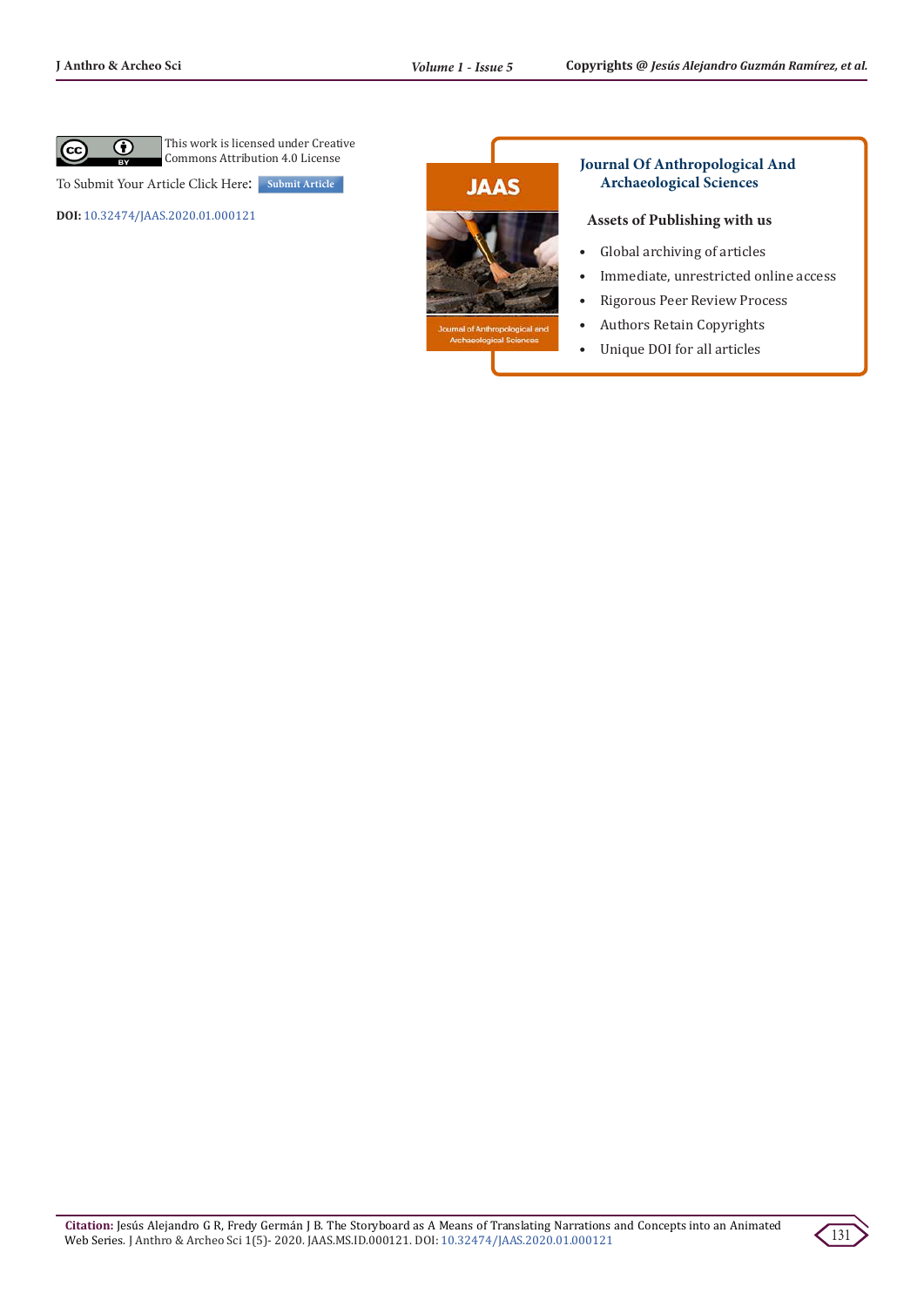This work is licensed under Creative Commons Attribution 4.0 License

To Submit Your Article Click Here: Submit Article

**DOI:** 10.32474/JAAS.2020.01.000121

**Journal Of Anthropological And Archaeological Sciences**

**Assets of Publishing with us**

- Global archiving of articles
- Immediate, unrestricted online access
- Rigorous Peer Review Process
- Authors Retain Copyrights
- Unique DOI for all articles